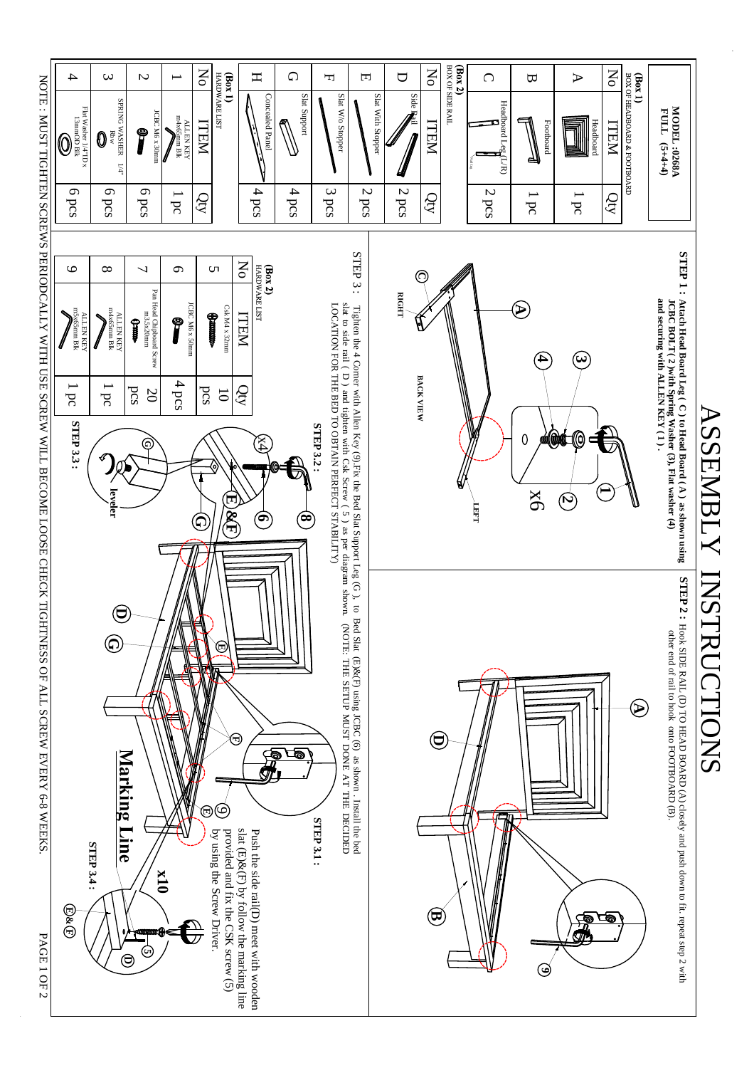# ASSEMBLY INSTRUCTIONS

**MODEL :0268A**
**FULL (5+4+4)**

**(Box 1)**
BOX OF HEADBOARD & FOOTBOARD

| No | ITEM | Qty |
|---|---|---|
| A | Headboard | 1 pc |
| B | Footboard | 1 pc |
| C | Headboard Leg (L/R) | 2 pcs |

**(Box 2)**
BOX OF SIDE RAIL

| No | ITEM | Qty |
|---|---|---|
| D | Side Rail | 2 pcs |
| E | Slat With Stopper | 2 pcs |
| F | Slat W/o Stopper | 3 pcs |
| G | Slat Support | 4 pcs |
| H | Concealed Panel | 4 pcs |

**(Box 1)**
HARDWARE LIST

| No | ITEM | Qty |
|---|---|---|
| 1 | ALLEN KEY m4x65mm Blk | 1 pc |
| 2 | JCBC M6 x 30mm | 6 pcs |
| 3 | SPRING WASHER 1/4" Blw | 6 pcs |
| 4 | Flat Washer 1/4"ID x 13mmOD Blk | 6 pcs |

**(Box 2)**
HARDWARE LIST

| No | ITEM | Qty |
|---|---|---|
| 5 | Csk M4 x 32mm | 10 pcs |
| 6 | JCBC M6 x 50mm | 4 pcs |
| 7 | Pan Head Chipboard Screw m3.5x20mm | 20 pcs |
| 8 | ALLEN KEY m4x65mm Blk | 1 pc |
| 9 | ALLEN KEY m5x65mm Blk | 1 pc |

**STEP 1 :** Attach Head Board Leg ( C ) to Head Board ( A ) as shown using JCBC BOLT ( 2 ) with Spring Washer (3), Flat washer (4) and securing with ALLEN KEY ( 1 ).

x6

RIGHT — BACK VIEW — LEFT

**STEP 2 :** Hook SIDE RAIL (D) TO HEAD BOARD (A) closely and push down to fit. repeat step 2 with other end of rail to hook onto FOOTBOARD (B).

**STEP 3 :** Tighten the 4 Corner with Allen Key (9).Fix the Bed Slat Support Leg (G ), to Bed Slat (E)&(F) using JCBC (6) as shown . Install the bed slat to side rail ( D ) and tighten with Csk Screw ( 5 ) as per diagram shown. (NOTE: THE SETUP MUST DONE AT THE DECIDED LOCATION FOR THE BED TO OBTAIN PERFECT STABILITY)

**STEP 3.1 :**

**STEP 3.2 :** x4

**STEP 3.3 :** leveler

**STEP 3.4 :** Push the side rail(D) meet with wooden slat (E)&(F) by follow the marking line provided and fix the CSK screw (5) by using the Screw Driver.

**Marking Line**

x10

NOTE : MUST TIGHTEN SCREWS PERIODCALLY WITH USE SCREW WILL BECOME LOOSE CHECK TIGHTNESS OF ALL SCREW EVERY 6-8 WEEKS.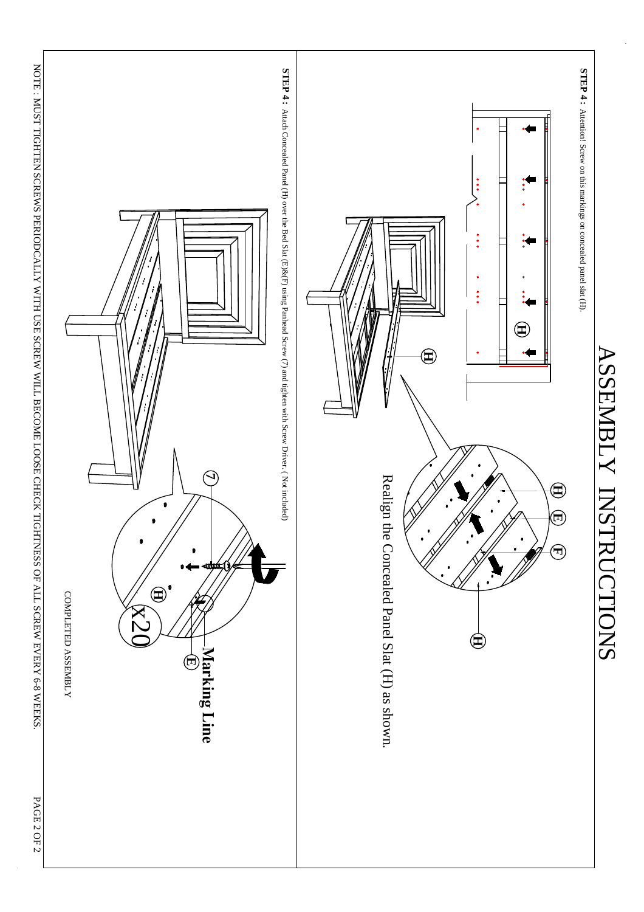# ASSEMBLY INSTRUCTIONS

**STEP 4 :** Attention! Screw on this markings on concealed panel slat (H).

H

H

H E F

H

Realign the Concealed Panel Slat (H) as shown.

**STEP 4 :** Attach Concealed Panel (H) over the Bed Slat (E)&(F) using Panhead Screw (7) and tighten with Screw Driver. ( Not included)

7

H

X20

**Marking Line**

E

COMPLETED ASSEMBLY

NOTE : MUST TIGHTEN SCREWS PERIODCALLY WITH USE SCREW WILL BECOME LOOSE CHECK TIGHTNESS OF ALL SCREW EVERY 6-8 WEEKS.